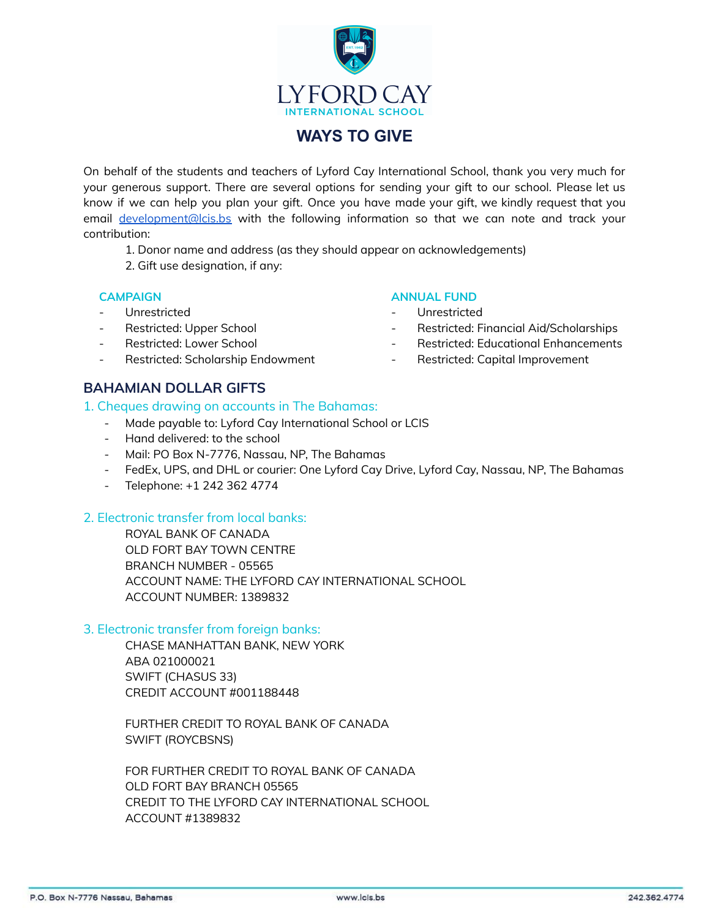# LYFORD CAY INTERNATIONAL SCHOOL

## WAYS TO GIVE

On behalf of the students and teachers of Lyford Cay International School, thank you very much for your generous support. There are several options for sending your gift to our school. Please let us know if we can help you plan your gift. Once you have made your gift, we kindly request that you email development@lcis.bs with the following information so that we can note and track your contribution:

1. Donor name and address (as they should appear on acknowledgements)
2. Gift use designation, if any:

### CAMPAIGN

- Unrestricted
- Restricted: Upper School
- Restricted: Lower School
- Restricted: Scholarship Endowment

### ANNUAL FUND

- Unrestricted
- Restricted: Financial Aid/Scholarships
- Restricted: Educational Enhancements
- Restricted: Capital Improvement

## BAHAMIAN DOLLAR GIFTS

### 1. Cheques drawing on accounts in The Bahamas:

- Made payable to: Lyford Cay International School or LCIS
- Hand delivered: to the school
- Mail: PO Box N-7776, Nassau, NP, The Bahamas
- FedEx, UPS, and DHL or courier: One Lyford Cay Drive, Lyford Cay, Nassau, NP, The Bahamas
- Telephone: +1 242 362 4774

### 2. Electronic transfer from local banks:

ROYAL BANK OF CANADA
OLD FORT BAY TOWN CENTRE
BRANCH NUMBER - 05565
ACCOUNT NAME: THE LYFORD CAY INTERNATIONAL SCHOOL
ACCOUNT NUMBER: 1389832

### 3. Electronic transfer from foreign banks:

CHASE MANHATTAN BANK, NEW YORK
ABA 021000021
SWIFT (CHASUS 33)
CREDIT ACCOUNT #001188448

FURTHER CREDIT TO ROYAL BANK OF CANADA
SWIFT (ROYCBSNS)

FOR FURTHER CREDIT TO ROYAL BANK OF CANADA
OLD FORT BAY BRANCH 05565
CREDIT TO THE LYFORD CAY INTERNATIONAL SCHOOL
ACCOUNT #1389832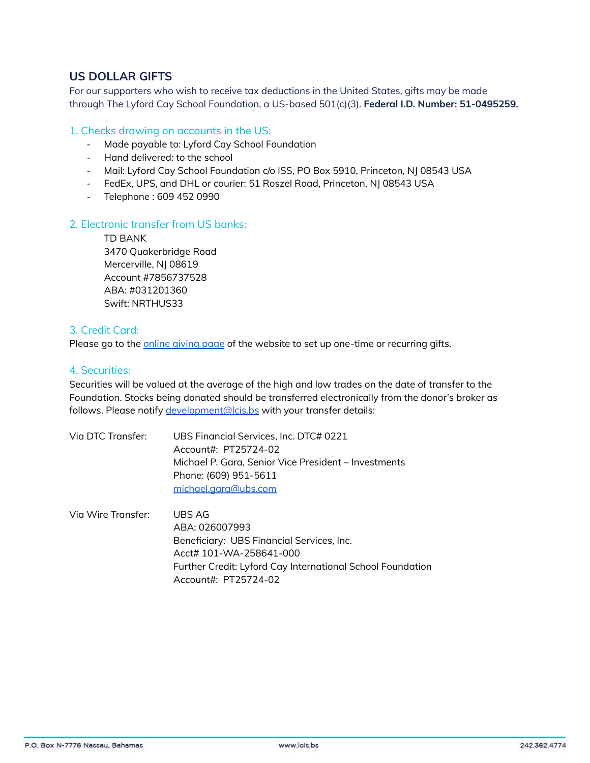## US DOLLAR GIFTS

For our supporters who wish to receive tax deductions in the United States, gifts may be made through The Lyford Cay School Foundation, a US-based 501(c)(3). **Federal I.D. Number: 51-0495259.**

### 1. Checks drawing on accounts in the US:

- Made payable to: Lyford Cay School Foundation
- Hand delivered: to the school
- Mail: Lyford Cay School Foundation c/o ISS, PO Box 5910, Princeton, NJ 08543 USA
- FedEx, UPS, and DHL or courier: 51 Roszel Road, Princeton, NJ 08543 USA
- Telephone : 609 452 0990

### 2. Electronic transfer from US banks:

TD BANK
3470 Quakerbridge Road
Mercerville, NJ 08619
Account #7856737528
ABA: #031201360
Swift: NRTHUS33

### 3. Credit Card:

Please go to the [online giving page]() of the website to set up one-time or recurring gifts.

### 4. Securities:

Securities will be valued at the average of the high and low trades on the date of transfer to the Foundation. Stocks being donated should be transferred electronically from the donor's broker as follows. Please notify [development@lcis.bs](mailto:development@lcis.bs) with your transfer details:

Via DTC Transfer:
UBS Financial Services, Inc. DTC# 0221
Account#: PT25724-02
Michael P. Gara, Senior Vice President – Investments
Phone: (609) 951-5611
[michael.gara@ubs.com](mailto:michael.gara@ubs.com)

Via Wire Transfer:
UBS AG
ABA: 026007993
Beneficiary: UBS Financial Services, Inc.
Acct# 101-WA-258641-000
Further Credit: Lyford Cay International School Foundation
Account#: PT25724-02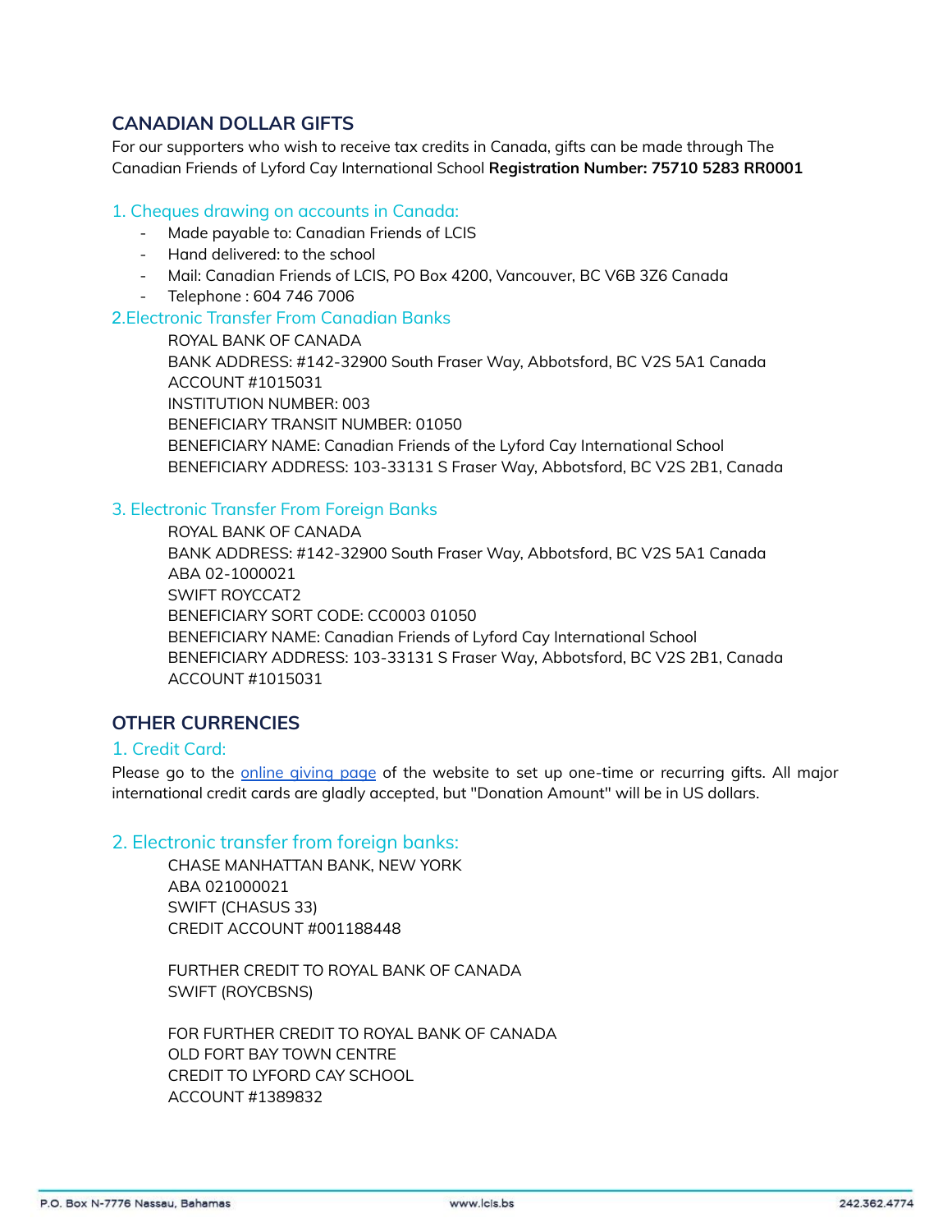## CANADIAN DOLLAR GIFTS

For our supporters who wish to receive tax credits in Canada, gifts can be made through The Canadian Friends of Lyford Cay International School **Registration Number: 75710 5283 RR0001**

### 1. Cheques drawing on accounts in Canada:

- Made payable to: Canadian Friends of LCIS
- Hand delivered: to the school
- Mail: Canadian Friends of LCIS, PO Box 4200, Vancouver, BC V6B 3Z6 Canada
- Telephone : 604 746 7006

### 2.Electronic Transfer From Canadian Banks

ROYAL BANK OF CANADA
BANK ADDRESS: #142-32900 South Fraser Way, Abbotsford, BC V2S 5A1 Canada
ACCOUNT #1015031
INSTITUTION NUMBER: 003
BENEFICIARY TRANSIT NUMBER: 01050
BENEFICIARY NAME: Canadian Friends of the Lyford Cay International School
BENEFICIARY ADDRESS: 103-33131 S Fraser Way, Abbotsford, BC V2S 2B1, Canada

### 3. Electronic Transfer From Foreign Banks

ROYAL BANK OF CANADA
BANK ADDRESS: #142-32900 South Fraser Way, Abbotsford, BC V2S 5A1 Canada
ABA 02-1000021
SWIFT ROYCCAT2
BENEFICIARY SORT CODE: CC0003 01050
BENEFICIARY NAME: Canadian Friends of Lyford Cay International School
BENEFICIARY ADDRESS: 103-33131 S Fraser Way, Abbotsford, BC V2S 2B1, Canada
ACCOUNT #1015031

## OTHER CURRENCIES

### 1. Credit Card:

Please go to the [online giving page]() of the website to set up one-time or recurring gifts. All major international credit cards are gladly accepted, but "Donation Amount" will be in US dollars.

### 2. Electronic transfer from foreign banks:

CHASE MANHATTAN BANK, NEW YORK
ABA 021000021
SWIFT (CHASUS 33)
CREDIT ACCOUNT #001188448

FURTHER CREDIT TO ROYAL BANK OF CANADA
SWIFT (ROYCBSNS)

FOR FURTHER CREDIT TO ROYAL BANK OF CANADA
OLD FORT BAY TOWN CENTRE
CREDIT TO LYFORD CAY SCHOOL
ACCOUNT #1389832